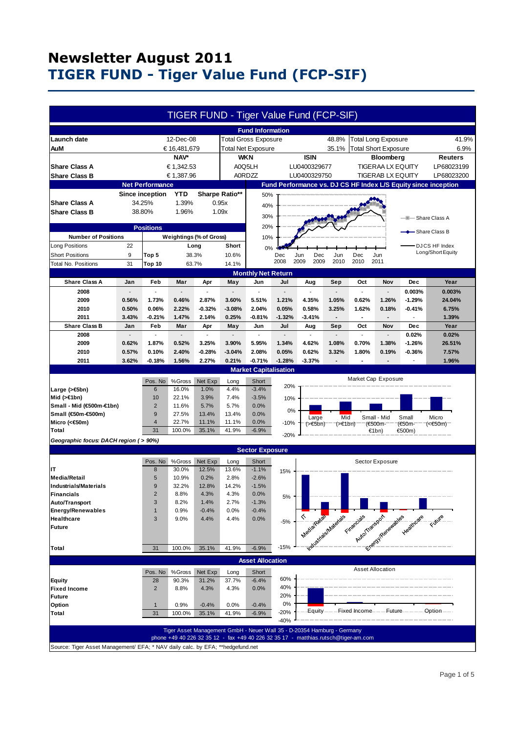# Newsletter August 2011

# TIGER FUND - Tiger Value Fund (FCP-SIF)

## TIGER FUND - Tiger Value Fund (FCP-SIF)

### Fund Information

| | | | | | |
|---|---|---|---|---|---|
| **Launch date** | 12-Dec-08 | Total Gross Exposure | 48.8% | Total Long Exposure | 41.9% |
| **AuM** | € 16,481,679 | Total Net Exposure | 35.1% | Total Short Exposure | 6.9% |

| | NAV* | WKN | ISIN | Bloomberg | Reuters |
|---|---|---|---|---|---|
| **Share Class A** | € 1,342.53 | A0Q5LH | LU0400329677 | TIGERAA LX EQUITY | LP68023199 |
| **Share Class B** | € 1,387.96 | A0RDZZ | LU0400329750 | TIGERAB LX EQUITY | LP68023200 |

### Net Performance

| | Since inception | YTD | Sharpe Ratio** |
|---|---|---|---|
| **Share Class A** | 34.25% | 1.39% | 0.95x |
| **Share Class B** | 38.80% | 1.96% | 1.09x |

### Positions

| Number of Positions | | Weightings (% of Gross) | Long | Short |
|---|---|---|---|---|
| Long Positions | 22 | | | |
| Short Positions | 9 | Top 5 | 38.3% | 10.6% |
| Total No. Positions | 31 | Top 10 | 63.7% | 14.1% |

### Fund Performance vs. DJ CS HF Index L/S Equity since inception

Share Class A; Share Class B; DJCS HF Index Long/Short Equity

### Monthly Net Return

| Share Class A | Jan | Feb | Mar | Apr | May | Jun | Jul | Aug | Sep | Oct | Nov | Dec | Year |
|---|---|---|---|---|---|---|---|---|---|---|---|---|---|
| 2008 | - | - | - | - | - | - | - | - | - | - | - | 0.003% | 0.003% |
| 2009 | 0.56% | 1.73% | 0.46% | 2.87% | 3.60% | 5.51% | 1.21% | 4.35% | 1.05% | 0.62% | 1.26% | -1.29% | 24.04% |
| 2010 | 0.50% | 0.06% | 2.22% | -0.32% | -3.08% | 2.04% | 0.05% | 0.58% | 3.25% | 1.62% | 0.18% | -0.41% | 6.75% |
| 2011 | 3.43% | -0.21% | 1.47% | 2.14% | 0.25% | -0.81% | -1.32% | -3.41% | - | - | - | - | 1.39% |
| **Share Class B** | **Jan** | **Feb** | **Mar** | **Apr** | **May** | **Jun** | **Jul** | **Aug** | **Sep** | **Oct** | **Nov** | **Dec** | **Year** |
| 2008 | - | - | - | - | - | - | - | - | - | - | - | 0.02% | 0.02% |
| 2009 | 0.62% | 1.87% | 0.52% | 3.25% | 3.90% | 5.95% | 1.34% | 4.62% | 1.08% | 0.70% | 1.38% | -1.26% | 26.51% |
| 2010 | 0.57% | 0.10% | 2.40% | -0.28% | -3.04% | 2.08% | 0.05% | 0.62% | 3.32% | 1.80% | 0.19% | -0.36% | 7.57% |
| 2011 | 3.62% | -0.18% | 1.56% | 2.27% | 0.21% | -0.71% | -1.28% | -3.37% | - | - | - | - | 1.96% |

### Market Capitalisation

| | Pos. No | %Gross | Net Exp | Long | Short |
|---|---|---|---|---|---|
| **Large (>€5bn)** | 6 | 16.0% | 1.0% | 4.4% | -3.4% |
| **Mid (>€1bn)** | 10 | 22.1% | 3.9% | 7.4% | -3.5% |
| **Small - Mid (€500m-€1bn)** | 2 | 11.6% | 5.7% | 5.7% | 0.0% |
| **Small (€50m-€500m)** | 9 | 27.5% | 13.4% | 13.4% | 0.0% |
| **Micro (<€50m)** | 4 | 22.7% | 11.1% | 11.1% | 0.0% |
| **Total** | 31 | 100.0% | 35.1% | 41.9% | -6.9% |

*Geographic focus: DACH region ( > 90%)*

### Sector Exposure

| | Pos. No | %Gross | Net Exp | Long | Short |
|---|---|---|---|---|---|
| **IT** | 8 | 30.0% | 12.5% | 13.6% | -1.1% |
| **Media/Retail** | 5 | 10.9% | 0.2% | 2.8% | -2.6% |
| **Industrials/Materials** | 9 | 32.2% | 12.8% | 14.2% | -1.5% |
| **Financials** | 2 | 8.8% | 4.3% | 4.3% | 0.0% |
| **Auto/Transport** | 3 | 8.2% | 1.4% | 2.7% | -1.3% |
| **Energy/Renewables** | 1 | 0.9% | -0.4% | 0.0% | -0.4% |
| **Healthcare** | 3 | 9.0% | 4.4% | 4.4% | 0.0% |
| **Future** | | | | | |
| **Total** | 31 | 100.0% | 35.1% | 41.9% | -6.9% |

### Asset Allocation

| | Pos. No | %Gross | Net Exp | Long | Short |
|---|---|---|---|---|---|
| **Equity** | 28 | 90.3% | 31.2% | 37.7% | -6.4% |
| **Fixed Income** | 2 | 8.8% | 4.3% | 4.3% | 0.0% |
| **Future** | | | | | |
| **Option** | 1 | 0.9% | -0.4% | 0.0% | -0.4% |
| **Total** | 31 | 100.0% | 35.1% | 41.9% | -6.9% |

Tiger Asset Management GmbH - Neuer Wall 35 - D-20354 Hamburg - Germany
phone +49 40 226 32 35 12 - fax +49 40 226 32 35 17 - matthias.rutsch@tiger-am.com

Source: Tiger Asset Management/ EFA; * NAV daily calc. by EFA; **hedgefund.net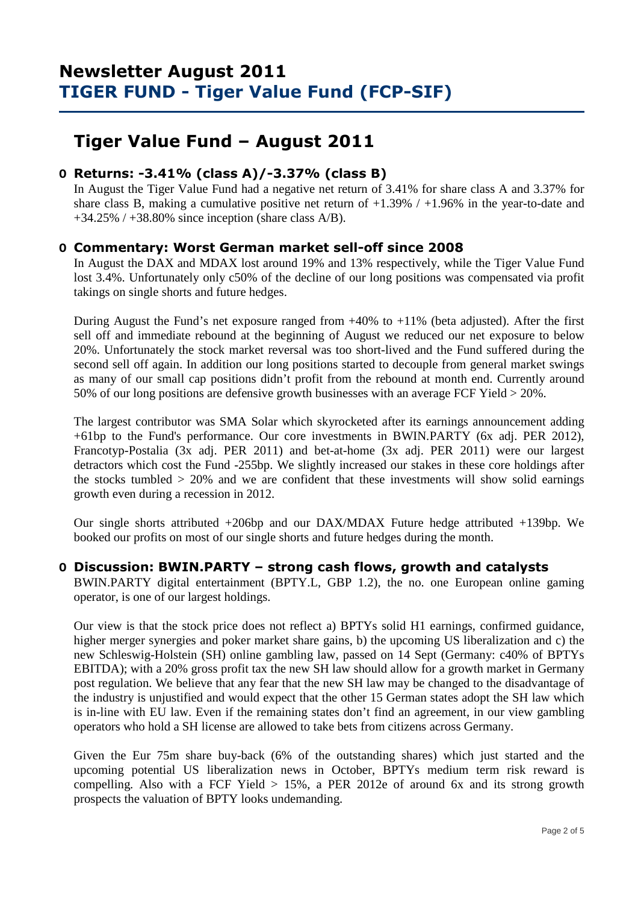# Newsletter August 2011
## TIGER FUND - Tiger Value Fund (FCP-SIF)

# Tiger Value Fund – August 2011

### Returns: -3.41% (class A)/-3.37% (class B)

In August the Tiger Value Fund had a negative net return of 3.41% for share class A and 3.37% for share class B, making a cumulative positive net return of +1.39% / +1.96% in the year-to-date and +34.25% / +38.80% since inception (share class A/B).

### Commentary: Worst German market sell-off since 2008

In August the DAX and MDAX lost around 19% and 13% respectively, while the Tiger Value Fund lost 3.4%. Unfortunately only c50% of the decline of our long positions was compensated via profit takings on single shorts and future hedges.

During August the Fund's net exposure ranged from +40% to +11% (beta adjusted). After the first sell off and immediate rebound at the beginning of August we reduced our net exposure to below 20%. Unfortunately the stock market reversal was too short-lived and the Fund suffered during the second sell off again. In addition our long positions started to decouple from general market swings as many of our small cap positions didn't profit from the rebound at month end. Currently around 50% of our long positions are defensive growth businesses with an average FCF Yield > 20%.

The largest contributor was SMA Solar which skyrocketed after its earnings announcement adding +61bp to the Fund's performance. Our core investments in BWIN.PARTY (6x adj. PER 2012), Francotyp-Postalia (3x adj. PER 2011) and bet-at-home (3x adj. PER 2011) were our largest detractors which cost the Fund -255bp. We slightly increased our stakes in these core holdings after the stocks tumbled > 20% and we are confident that these investments will show solid earnings growth even during a recession in 2012.

Our single shorts attributed +206bp and our DAX/MDAX Future hedge attributed +139bp. We booked our profits on most of our single shorts and future hedges during the month.

### Discussion: BWIN.PARTY – strong cash flows, growth and catalysts

BWIN.PARTY digital entertainment (BPTY.L, GBP 1.2), the no. one European online gaming operator, is one of our largest holdings.

Our view is that the stock price does not reflect a) BPTYs solid H1 earnings, confirmed guidance, higher merger synergies and poker market share gains, b) the upcoming US liberalization and c) the new Schleswig-Holstein (SH) online gambling law, passed on 14 Sept (Germany: c40% of BPTYs EBITDA); with a 20% gross profit tax the new SH law should allow for a growth market in Germany post regulation. We believe that any fear that the new SH law may be changed to the disadvantage of the industry is unjustified and would expect that the other 15 German states adopt the SH law which is in-line with EU law. Even if the remaining states don't find an agreement, in our view gambling operators who hold a SH license are allowed to take bets from citizens across Germany.

Given the Eur 75m share buy-back (6% of the outstanding shares) which just started and the upcoming potential US liberalization news in October, BPTYs medium term risk reward is compelling. Also with a FCF Yield > 15%, a PER 2012e of around 6x and its strong growth prospects the valuation of BPTY looks undemanding.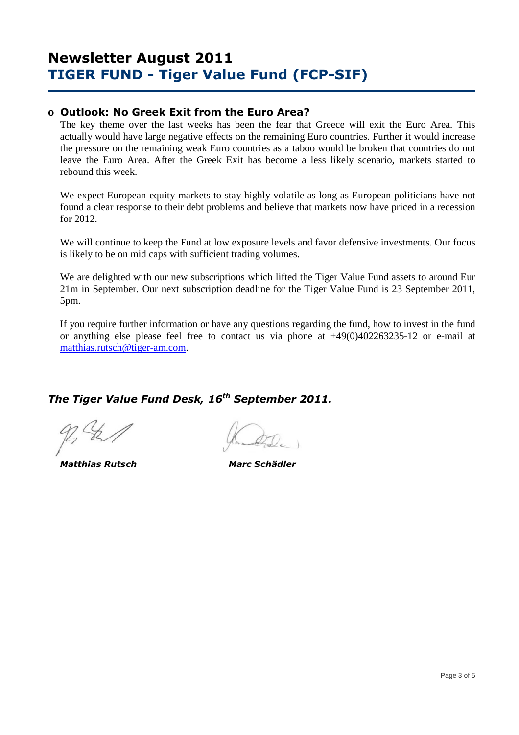# Newsletter August 2011
# TIGER FUND - Tiger Value Fund (FCP-SIF)

- **Outlook: No Greek Exit from the Euro Area?**

  The key theme over the last weeks has been the fear that Greece will exit the Euro Area. This actually would have large negative effects on the remaining Euro countries. Further it would increase the pressure on the remaining weak Euro countries as a taboo would be broken that countries do not leave the Euro Area. After the Greek Exit has become a less likely scenario, markets started to rebound this week.

  We expect European equity markets to stay highly volatile as long as European politicians have not found a clear response to their debt problems and believe that markets now have priced in a recession for 2012.

  We will continue to keep the Fund at low exposure levels and favor defensive investments. Our focus is likely to be on mid caps with sufficient trading volumes.

  We are delighted with our new subscriptions which lifted the Tiger Value Fund assets to around Eur 21m in September. Our next subscription deadline for the Tiger Value Fund is 23 September 2011, 5pm.

  If you require further information or have any questions regarding the fund, how to invest in the fund or anything else please feel free to contact us via phone at +49(0)402263235-12 or e-mail at matthias.rutsch@tiger-am.com.

***The Tiger Value Fund Desk, 16th September 2011.***

***Matthias Rutsch*** ***Marc Schädler***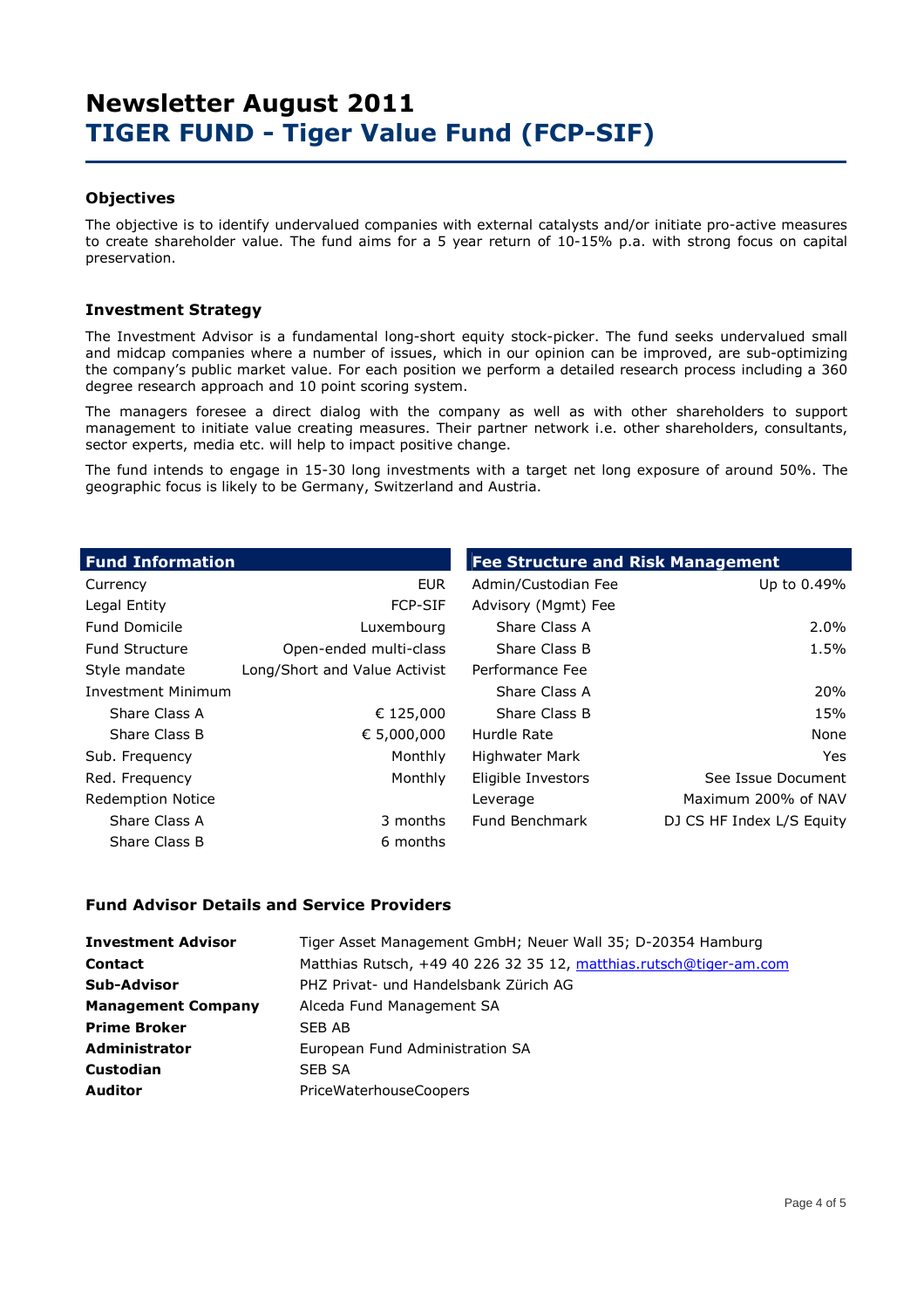# Newsletter August 2011

## TIGER FUND - Tiger Value Fund (FCP-SIF)

### Objectives

The objective is to identify undervalued companies with external catalysts and/or initiate pro-active measures to create shareholder value. The fund aims for a 5 year return of 10-15% p.a. with strong focus on capital preservation.

### Investment Strategy

The Investment Advisor is a fundamental long-short equity stock-picker. The fund seeks undervalued small and midcap companies where a number of issues, which in our opinion can be improved, are sub-optimizing the company's public market value. For each position we perform a detailed research process including a 360 degree research approach and 10 point scoring system.

The managers foresee a direct dialog with the company as well as with other shareholders to support management to initiate value creating measures. Their partner network i.e. other shareholders, consultants, sector experts, media etc. will help to impact positive change.

The fund intends to engage in 15-30 long investments with a target net long exposure of around 50%. The geographic focus is likely to be Germany, Switzerland and Austria.

| Fund Information | |
|---|---|
| Currency | EUR |
| Legal Entity | FCP-SIF |
| Fund Domicile | Luxembourg |
| Fund Structure | Open-ended multi-class |
| Style mandate | Long/Short and Value Activist |
| Investment Minimum | |
| Share Class A | € 125,000 |
| Share Class B | € 5,000,000 |
| Sub. Frequency | Monthly |
| Red. Frequency | Monthly |
| Redemption Notice | |
| Share Class A | 3 months |
| Share Class B | 6 months |

| Fee Structure and Risk Management | |
|---|---|
| Admin/Custodian Fee | Up to 0.49% |
| Advisory (Mgmt) Fee | |
| Share Class A | 2.0% |
| Share Class B | 1.5% |
| Performance Fee | |
| Share Class A | 20% |
| Share Class B | 15% |
| Hurdle Rate | None |
| Highwater Mark | Yes |
| Eligible Investors | See Issue Document |
| Leverage | Maximum 200% of NAV |
| Fund Benchmark | DJ CS HF Index L/S Equity |

### Fund Advisor Details and Service Providers

| | |
|---|---|
| **Investment Advisor** | Tiger Asset Management GmbH; Neuer Wall 35; D-20354 Hamburg |
| **Contact** | Matthias Rutsch, +49 40 226 32 35 12, matthias.rutsch@tiger-am.com |
| **Sub-Advisor** | PHZ Privat- und Handelsbank Zürich AG |
| **Management Company** | Alceda Fund Management SA |
| **Prime Broker** | SEB AB |
| **Administrator** | European Fund Administration SA |
| **Custodian** | SEB SA |
| **Auditor** | PriceWaterhouseCoopers |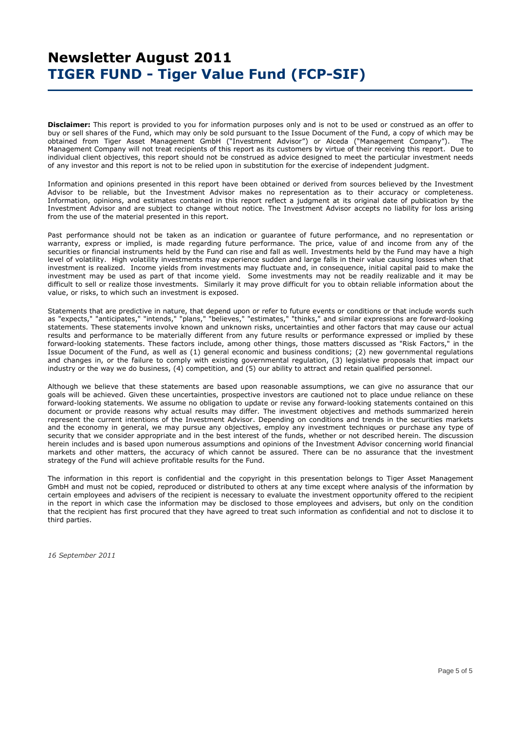# Newsletter August 2011

# TIGER FUND - Tiger Value Fund (FCP-SIF)

**Disclaimer:** This report is provided to you for information purposes only and is not to be used or construed as an offer to buy or sell shares of the Fund, which may only be sold pursuant to the Issue Document of the Fund, a copy of which may be obtained from Tiger Asset Management GmbH ("Investment Advisor") or Alceda ("Management Company"). The Management Company will not treat recipients of this report as its customers by virtue of their receiving this report. Due to individual client objectives, this report should not be construed as advice designed to meet the particular investment needs of any investor and this report is not to be relied upon in substitution for the exercise of independent judgment.

Information and opinions presented in this report have been obtained or derived from sources believed by the Investment Advisor to be reliable, but the Investment Advisor makes no representation as to their accuracy or completeness. Information, opinions, and estimates contained in this report reflect a judgment at its original date of publication by the Investment Advisor and are subject to change without notice. The Investment Advisor accepts no liability for loss arising from the use of the material presented in this report.

Past performance should not be taken as an indication or guarantee of future performance, and no representation or warranty, express or implied, is made regarding future performance. The price, value of and income from any of the securities or financial instruments held by the Fund can rise and fall as well. Investments held by the Fund may have a high level of volatility. High volatility investments may experience sudden and large falls in their value causing losses when that investment is realized. Income yields from investments may fluctuate and, in consequence, initial capital paid to make the investment may be used as part of that income yield. Some investments may not be readily realizable and it may be difficult to sell or realize those investments. Similarly it may prove difficult for you to obtain reliable information about the value, or risks, to which such an investment is exposed.

Statements that are predictive in nature, that depend upon or refer to future events or conditions or that include words such as "expects," "anticipates," "intends," "plans," "believes," "estimates," "thinks," and similar expressions are forward-looking statements. These statements involve known and unknown risks, uncertainties and other factors that may cause our actual results and performance to be materially different from any future results or performance expressed or implied by these forward-looking statements. These factors include, among other things, those matters discussed as "Risk Factors," in the Issue Document of the Fund, as well as (1) general economic and business conditions; (2) new governmental regulations and changes in, or the failure to comply with existing governmental regulation, (3) legislative proposals that impact our industry or the way we do business, (4) competition, and (5) our ability to attract and retain qualified personnel.

Although we believe that these statements are based upon reasonable assumptions, we can give no assurance that our goals will be achieved. Given these uncertainties, prospective investors are cautioned not to place undue reliance on these forward-looking statements. We assume no obligation to update or revise any forward-looking statements contained on this document or provide reasons why actual results may differ. The investment objectives and methods summarized herein represent the current intentions of the Investment Advisor. Depending on conditions and trends in the securities markets and the economy in general, we may pursue any objectives, employ any investment techniques or purchase any type of security that we consider appropriate and in the best interest of the funds, whether or not described herein. The discussion herein includes and is based upon numerous assumptions and opinions of the Investment Advisor concerning world financial markets and other matters, the accuracy of which cannot be assured. There can be no assurance that the investment strategy of the Fund will achieve profitable results for the Fund.

The information in this report is confidential and the copyright in this presentation belongs to Tiger Asset Management GmbH and must not be copied, reproduced or distributed to others at any time except where analysis of the information by certain employees and advisers of the recipient is necessary to evaluate the investment opportunity offered to the recipient in the report in which case the information may be disclosed to those employees and advisers, but only on the condition that the recipient has first procured that they have agreed to treat such information as confidential and not to disclose it to third parties.

*16 September 2011*